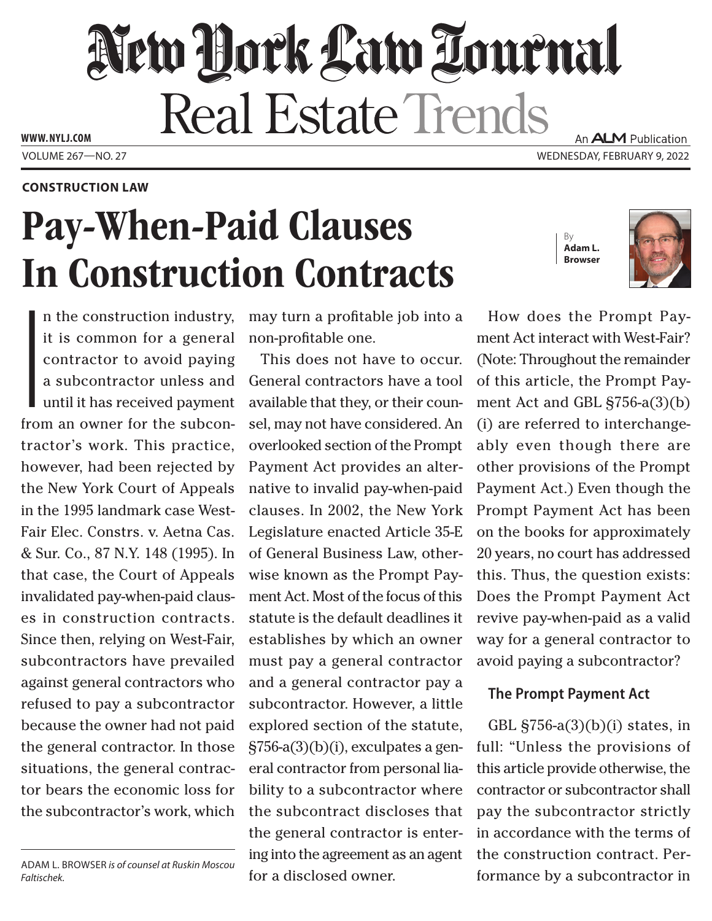# New York Law Journal

## Real Estate Trends

WWW.NYLJ.COM

An ALM Publication

VOLUME 267—NO. 27

WEDNESDAY, FEBRUARY 9, 2022

**CONSTRUCTION LAW**

# Pay-When-Paid Clauses In Construction Contracts

By **Adam L. Browser**

In the construction industry, it is common for a general contractor to avoid paying a subcontractor unless and until it has received payment from an owner for the subcontractor's work. This practice, however, had been rejected by the New York Court of Appeals in the 1995 landmark case West-Fair Elec. Constrs. v. Aetna Cas. & Sur. Co., 87 N.Y. 148 (1995). In that case, the Court of Appeals invalidated pay-when-paid clauses in construction contracts. Since then, relying on West-Fair, subcontractors have prevailed against general contractors who refused to pay a subcontractor because the owner had not paid the general contractor. In those situations, the general contractor bears the economic loss for the subcontractor's work, which may turn a profitable job into a non-profitable one.

This does not have to occur. General contractors have a tool available that they, or their counsel, may not have considered. An overlooked section of the Prompt Payment Act provides an alternative to invalid pay-when-paid clauses. In 2002, the New York Legislature enacted Article 35-E of General Business Law, otherwise known as the Prompt Payment Act. Most of the focus of this statute is the default deadlines it establishes by which an owner must pay a general contractor and a general contractor pay a subcontractor. However, a little explored section of the statute, §756-a(3)(b)(i), exculpates a general contractor from personal liability to a subcontractor where the subcontract discloses that the general contractor is entering into the agreement as an agent for a disclosed owner.

How does the Prompt Payment Act interact with West-Fair? (Note: Throughout the remainder of this article, the Prompt Payment Act and GBL §756-a(3)(b)(i) are referred to interchangeably even though there are other provisions of the Prompt Payment Act.) Even though the Prompt Payment Act has been on the books for approximately 20 years, no court has addressed this. Thus, the question exists: Does the Prompt Payment Act revive pay-when-paid as a valid way for a general contractor to avoid paying a subcontractor?

### The Prompt Payment Act

GBL §756-a(3)(b)(i) states, in full: "Unless the provisions of this article provide otherwise, the contractor or subcontractor shall pay the subcontractor strictly in accordance with the terms of the construction contract. Performance by a subcontractor in

ADAM L. BROWSER *is of counsel at Ruskin Moscou Faltischek.*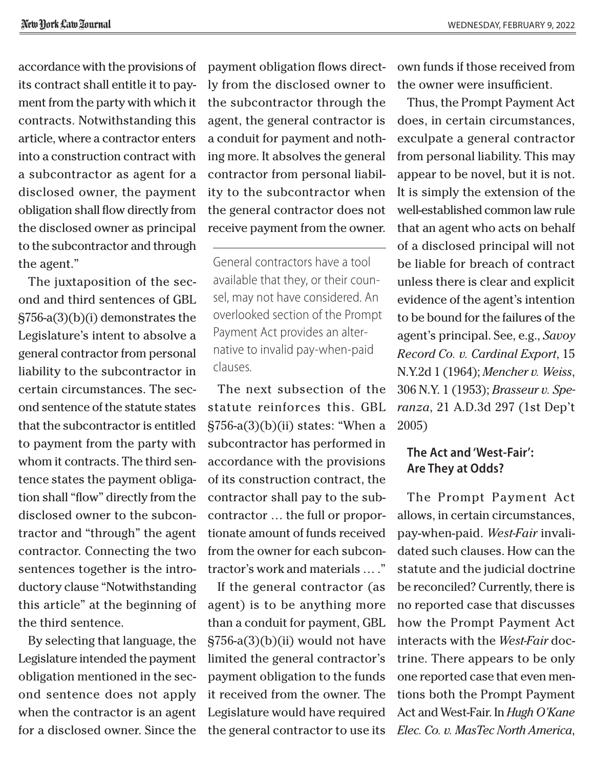accordance with the provisions of its contract shall entitle it to payment from the party with which it contracts. Notwithstanding this article, where a contractor enters into a construction contract with a subcontractor as agent for a disclosed owner, the payment obligation shall flow directly from the disclosed owner as principal to the subcontractor and through the agent."

The juxtaposition of the second and third sentences of GBL §756-a(3)(b)(i) demonstrates the Legislature's intent to absolve a general contractor from personal liability to the subcontractor in certain circumstances. The second sentence of the statute states that the subcontractor is entitled to payment from the party with whom it contracts. The third sentence states the payment obligation shall "flow" directly from the disclosed owner to the subcontractor and "through" the agent contractor. Connecting the two sentences together is the introductory clause "Notwithstanding this article" at the beginning of the third sentence.

By selecting that language, the Legislature intended the payment obligation mentioned in the second sentence does not apply when the contractor is an agent for a disclosed owner. Since the payment obligation flows directly from the disclosed owner to the subcontractor through the agent, the general contractor is a conduit for payment and nothing more. It absolves the general contractor from personal liability to the subcontractor when the general contractor does not receive payment from the owner.

> General contractors have a tool available that they, or their counsel, may not have considered. An overlooked section of the Prompt Payment Act provides an alternative to invalid pay-when-paid clauses.

The next subsection of the statute reinforces this. GBL §756-a(3)(b)(ii) states: "When a subcontractor has performed in accordance with the provisions of its construction contract, the contractor shall pay to the subcontractor … the full or proportionate amount of funds received from the owner for each subcontractor's work and materials … ."

If the general contractor (as agent) is to be anything more than a conduit for payment, GBL §756-a(3)(b)(ii) would not have limited the general contractor's payment obligation to the funds it received from the owner. The Legislature would have required the general contractor to use its own funds if those received from the owner were insufficient.

Thus, the Prompt Payment Act does, in certain circumstances, exculpate a general contractor from personal liability. This may appear to be novel, but it is not. It is simply the extension of the well-established common law rule that an agent who acts on behalf of a disclosed principal will not be liable for breach of contract unless there is clear and explicit evidence of the agent's intention to be bound for the failures of the agent's principal. See, e.g., *Savoy Record Co. v. Cardinal Export*, 15 N.Y.2d 1 (1964); *Mencher v. Weiss*, 306 N.Y. 1 (1953); *Brasseur v. Speranza*, 21 A.D.3d 297 (1st Dep't 2005)

### The Act and 'West-Fair': Are They at Odds?

The Prompt Payment Act allows, in certain circumstances, pay-when-paid. *West-Fair* invalidated such clauses. How can the statute and the judicial doctrine be reconciled? Currently, there is no reported case that discusses how the Prompt Payment Act interacts with the *West-Fair* doctrine. There appears to be only one reported case that even mentions both the Prompt Payment Act and West-Fair. In *Hugh O'Kane Elec. Co. v. MasTec North America*,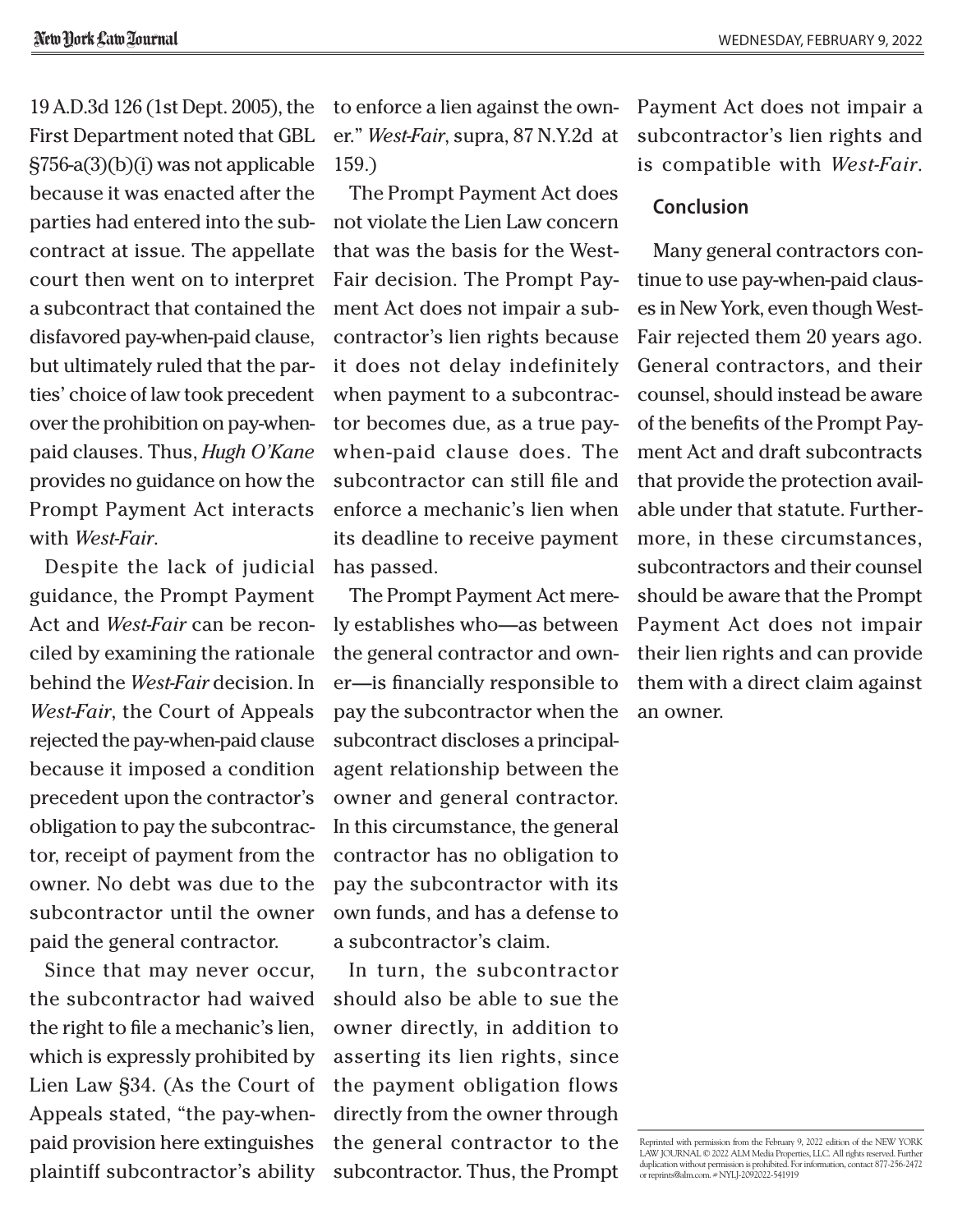19 A.D.3d 126 (1st Dept. 2005), the First Department noted that GBL §756-a(3)(b)(i) was not applicable because it was enacted after the parties had entered into the subcontract at issue. The appellate court then went on to interpret a subcontract that contained the disfavored pay-when-paid clause, but ultimately ruled that the parties' choice of law took precedent over the prohibition on pay-when-paid clauses. Thus, *Hugh O'Kane* provides no guidance on how the Prompt Payment Act interacts with *West-Fair*.

Despite the lack of judicial guidance, the Prompt Payment Act and *West-Fair* can be reconciled by examining the rationale behind the *West-Fair* decision. In *West-Fair*, the Court of Appeals rejected the pay-when-paid clause because it imposed a condition precedent upon the contractor's obligation to pay the subcontractor, receipt of payment from the owner. No debt was due to the subcontractor until the owner paid the general contractor.

Since that may never occur, the subcontractor had waived the right to file a mechanic's lien, which is expressly prohibited by Lien Law §34. (As the Court of Appeals stated, "the pay-when-paid provision here extinguishes plaintiff subcontractor's ability to enforce a lien against the owner." *West-Fair*, supra, 87 N.Y.2d at 159.)

The Prompt Payment Act does not violate the Lien Law concern that was the basis for the West-Fair decision. The Prompt Payment Act does not impair a subcontractor's lien rights because it does not delay indefinitely when payment to a subcontractor becomes due, as a true pay-when-paid clause does. The subcontractor can still file and enforce a mechanic's lien when its deadline to receive payment has passed.

The Prompt Payment Act merely establishes who—as between the general contractor and owner—is financially responsible to pay the subcontractor when the subcontract discloses a principal-agent relationship between the owner and general contractor. In this circumstance, the general contractor has no obligation to pay the subcontractor with its own funds, and has a defense to a subcontractor's claim.

In turn, the subcontractor should also be able to sue the owner directly, in addition to asserting its lien rights, since the payment obligation flows directly from the owner through the general contractor to the subcontractor. Thus, the Prompt Payment Act does not impair a subcontractor's lien rights and is compatible with *West-Fair*.

## Conclusion

Many general contractors continue to use pay-when-paid clauses in New York, even though West-Fair rejected them 20 years ago. General contractors, and their counsel, should instead be aware of the benefits of the Prompt Payment Act and draft subcontracts that provide the protection available under that statute. Furthermore, in these circumstances, subcontractors and their counsel should be aware that the Prompt Payment Act does not impair their lien rights and can provide them with a direct claim against an owner.

Reprinted with permission from the February 9, 2022 edition of the NEW YORK LAW JOURNAL © 2022 ALM Media Properties, LLC. All rights reserved. Further duplication without permission is prohibited. For information, contact 877-256-2472 or reprints@alm.com. # NYLJ-2092022-541919